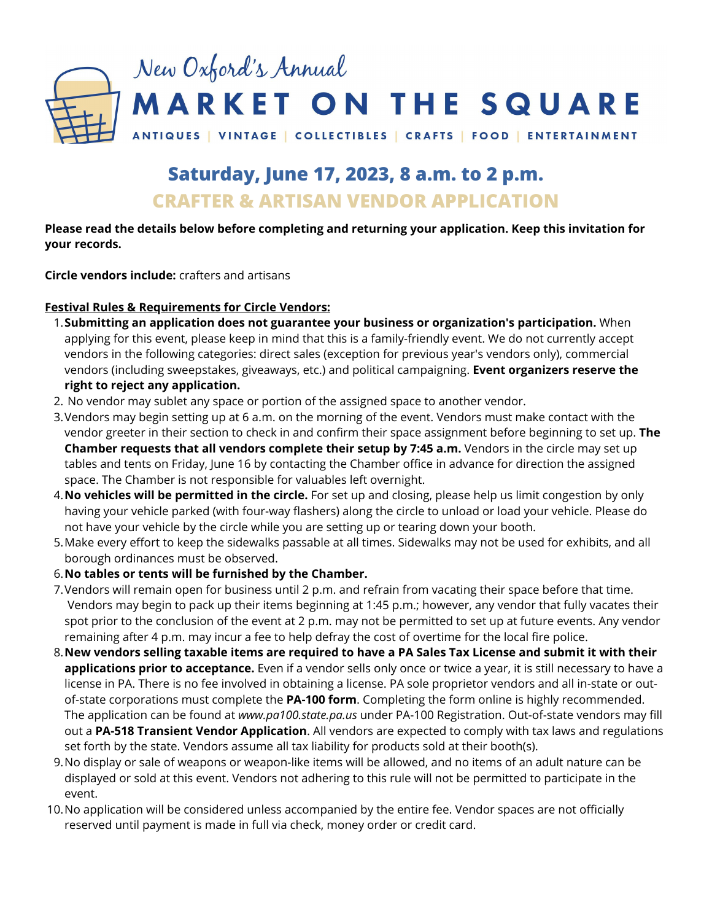# New Oxford's Annual MARKET ON THE SQUARE

ANTIQUES | VINTAGE | COLLECTIBLES | CRAFTS | FOOD | ENTERTAINMENT

## Saturday, June 17, 2023, 8 a.m. to 2 p.m.

## CRAFTER & ARTISAN VENDOR APPLICATION

**Please read the details below before completing and returning your application. Keep this invitation for your records.**

**Circle vendors include:** crafters and artisans

**Festival Rules & Requirements for Circle Vendors:**

1. **Submitting an application does not guarantee your business or organization's participation.** When applying for this event, please keep in mind that this is a family-friendly event. We do not currently accept vendors in the following categories: direct sales (exception for previous year's vendors only), commercial vendors (including sweepstakes, giveaways, etc.) and political campaigning. **Event organizers reserve the right to reject any application.**
2. No vendor may sublet any space or portion of the assigned space to another vendor.
3. Vendors may begin setting up at 6 a.m. on the morning of the event. Vendors must make contact with the vendor greeter in their section to check in and confirm their space assignment before beginning to set up. **The Chamber requests that all vendors complete their setup by 7:45 a.m.** Vendors in the circle may set up tables and tents on Friday, June 16 by contacting the Chamber office in advance for direction the assigned space. The Chamber is not responsible for valuables left overnight.
4. **No vehicles will be permitted in the circle.** For set up and closing, please help us limit congestion by only having your vehicle parked (with four-way flashers) along the circle to unload or load your vehicle. Please do not have your vehicle by the circle while you are setting up or tearing down your booth.
5. Make every effort to keep the sidewalks passable at all times. Sidewalks may not be used for exhibits, and all borough ordinances must be observed.
6. **No tables or tents will be furnished by the Chamber.**
7. Vendors will remain open for business until 2 p.m. and refrain from vacating their space before that time. Vendors may begin to pack up their items beginning at 1:45 p.m.; however, any vendor that fully vacates their spot prior to the conclusion of the event at 2 p.m. may not be permitted to set up at future events. Any vendor remaining after 4 p.m. may incur a fee to help defray the cost of overtime for the local fire police.
8. **New vendors selling taxable items are required to have a PA Sales Tax License and submit it with their applications prior to acceptance.** Even if a vendor sells only once or twice a year, it is still necessary to have a license in PA. There is no fee involved in obtaining a license. PA sole proprietor vendors and all in-state or out-of-state corporations must complete the **PA-100 form**. Completing the form online is highly recommended. The application can be found at *www.pa100.state.pa.us* under PA-100 Registration. Out-of-state vendors may fill out a **PA-518 Transient Vendor Application**. All vendors are expected to comply with tax laws and regulations set forth by the state. Vendors assume all tax liability for products sold at their booth(s).
9. No display or sale of weapons or weapon-like items will be allowed, and no items of an adult nature can be displayed or sold at this event. Vendors not adhering to this rule will not be permitted to participate in the event.
10. No application will be considered unless accompanied by the entire fee. Vendor spaces are not officially reserved until payment is made in full via check, money order or credit card.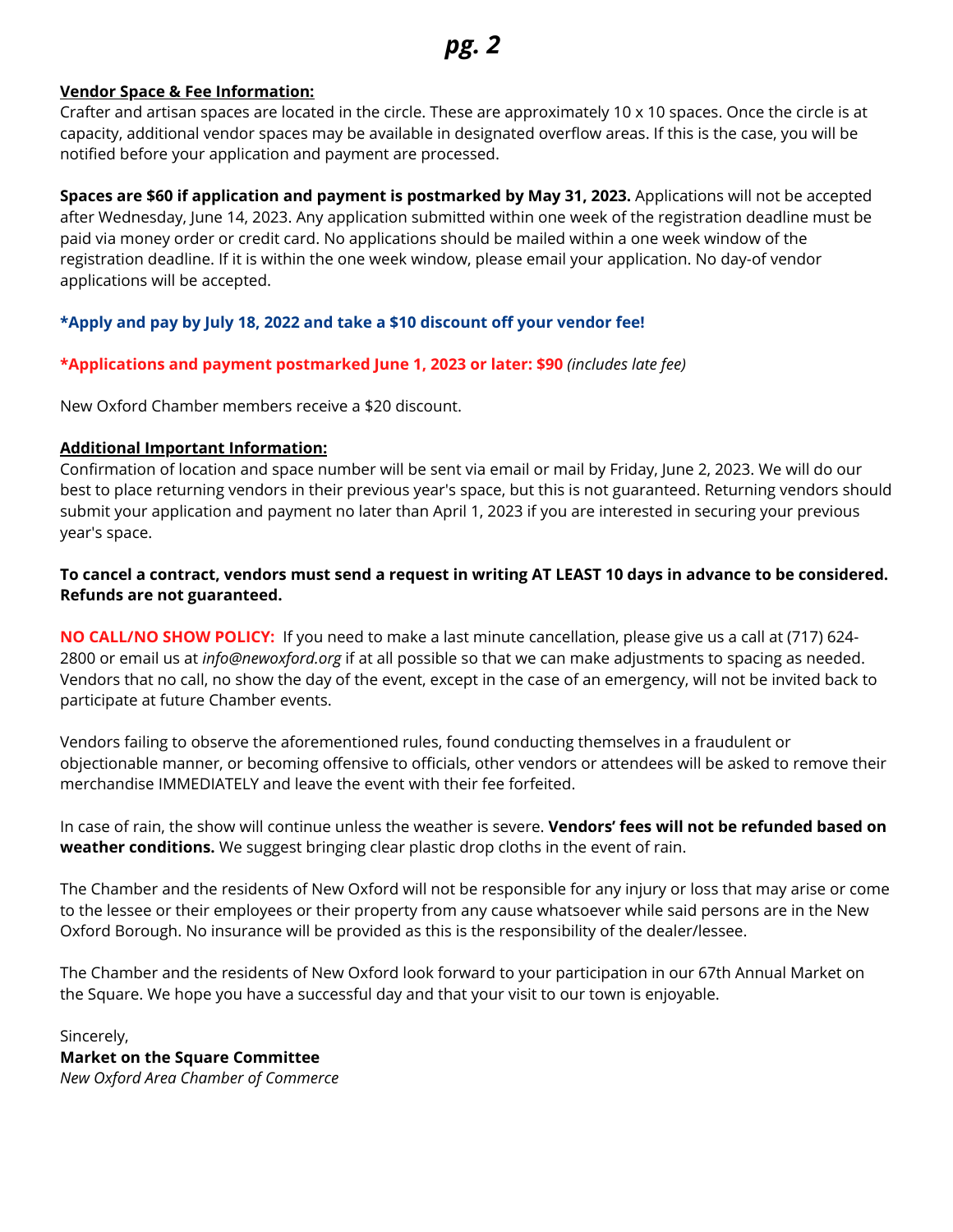**Vendor Space & Fee Information:**

Crafter and artisan spaces are located in the circle. These are approximately 10 x 10 spaces. Once the circle is at capacity, additional vendor spaces may be available in designated overflow areas. If this is the case, you will be notified before your application and payment are processed.

**Spaces are $60 if application and payment is postmarked by May 31, 2023.** Applications will not be accepted after Wednesday, June 14, 2023. Any application submitted within one week of the registration deadline must be paid via money order or credit card. No applications should be mailed within a one week window of the registration deadline. If it is within the one week window, please email your application. No day-of vendor applications will be accepted.

**\*Apply and pay by July 18, 2022 and take a $10 discount off your vendor fee!**

**\*Applications and payment postmarked June 1, 2023 or later: $90** *(includes late fee)*

New Oxford Chamber members receive a $20 discount.

**Additional Important Information:**

Confirmation of location and space number will be sent via email or mail by Friday, June 2, 2023. We will do our best to place returning vendors in their previous year's space, but this is not guaranteed. Returning vendors should submit your application and payment no later than April 1, 2023 if you are interested in securing your previous year's space.

**To cancel a contract, vendors must send a request in writing AT LEAST 10 days in advance to be considered. Refunds are not guaranteed.**

**NO CALL/NO SHOW POLICY:** If you need to make a last minute cancellation, please give us a call at (717) 624-2800 or email us at *info@newoxford.org* if at all possible so that we can make adjustments to spacing as needed. Vendors that no call, no show the day of the event, except in the case of an emergency, will not be invited back to participate at future Chamber events.

Vendors failing to observe the aforementioned rules, found conducting themselves in a fraudulent or objectionable manner, or becoming offensive to officials, other vendors or attendees will be asked to remove their merchandise IMMEDIATELY and leave the event with their fee forfeited.

In case of rain, the show will continue unless the weather is severe. **Vendors' fees will not be refunded based on weather conditions.** We suggest bringing clear plastic drop cloths in the event of rain.

The Chamber and the residents of New Oxford will not be responsible for any injury or loss that may arise or come to the lessee or their employees or their property from any cause whatsoever while said persons are in the New Oxford Borough. No insurance will be provided as this is the responsibility of the dealer/lessee.

The Chamber and the residents of New Oxford look forward to your participation in our 67th Annual Market on the Square. We hope you have a successful day and that your visit to our town is enjoyable.

Sincerely,
**Market on the Square Committee**
*New Oxford Area Chamber of Commerce*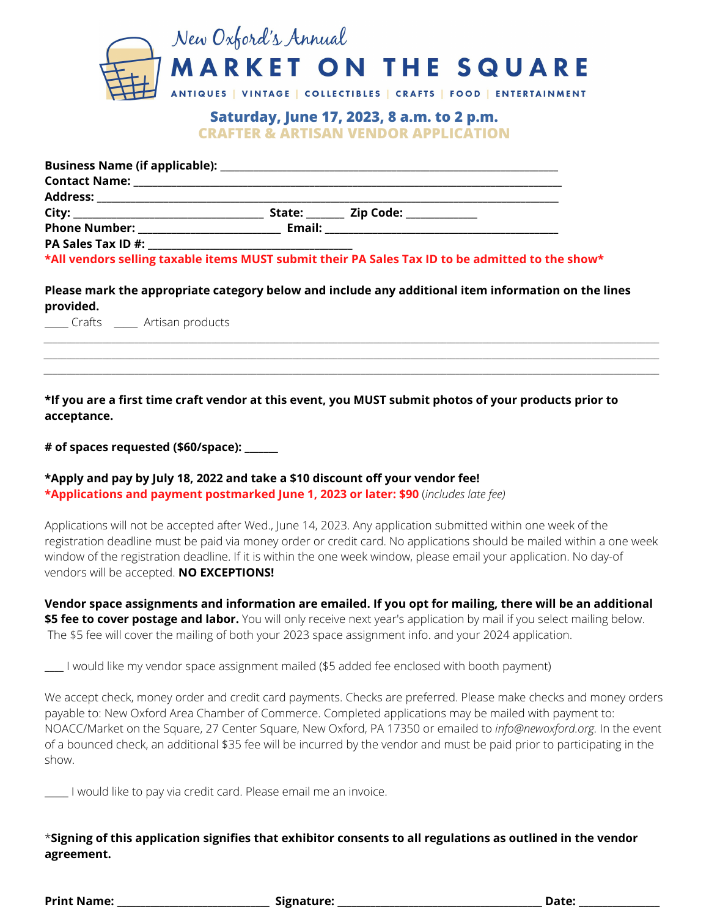New Oxford's Annual

# MARKET ON THE SQUARE

ANTIQUES | VINTAGE | COLLECTIBLES | CRAFTS | FOOD | ENTERTAINMENT

## Saturday, June 17, 2023, 8 a.m. to 2 p.m.

## CRAFTER & ARTISAN VENDOR APPLICATION

**Business Name (if applicable):** ____________________________________________________________

**Contact Name:** ______________________________________________________________________

**Address:** __________________________________________________________________________

**City:** ______________________________ **State:** ______ **Zip Code:** ___________

**Phone Number:** ______________________ **Email:** ____________________________________

**PA Sales Tax ID #:** ________________________________

***All vendors selling taxable items MUST submit their PA Sales Tax ID to be admitted to the show***

**Please mark the appropriate category below and include any additional item information on the lines provided.**

____ Crafts ____ Artisan products

______________________________________________________________________________________________

______________________________________________________________________________________________

______________________________________________________________________________________________

***If you are a first time craft vendor at this event, you MUST submit photos of your products prior to acceptance.**

**# of spaces requested ($60/space):** ______

***Apply and pay by July 18, 2022 and take a $10 discount off your vendor fee!**

***Applications and payment postmarked June 1, 2023 or later: $90** (*includes late fee*)

Applications will not be accepted after Wed., June 14, 2023. Any application submitted within one week of the registration deadline must be paid via money order or credit card. No applications should be mailed within a one week window of the registration deadline. If it is within the one week window, please email your application. No day-of vendors will be accepted. **NO EXCEPTIONS!**

**Vendor space assignments and information are emailed. If you opt for mailing, there will be an additional $5 fee to cover postage and labor.** You will only receive next year's application by mail if you select mailing below. The $5 fee will cover the mailing of both your 2023 space assignment info. and your 2024 application.

____ I would like my vendor space assignment mailed ($5 added fee enclosed with booth payment)

We accept check, money order and credit card payments. Checks are preferred. Please make checks and money orders payable to: New Oxford Area Chamber of Commerce. Completed applications may be mailed with payment to: NOACC/Market on the Square, 27 Center Square, New Oxford, PA 17350 or emailed to *info@newoxford.org.* In the event of a bounced check, an additional $35 fee will be incurred by the vendor and must be paid prior to participating in the show.

____ I would like to pay via credit card. Please email me an invoice.

*__Signing of this application signifies that exhibitor consents to all regulations as outlined in the vendor agreement.__

**Print Name:** _________________________ **Signature:** ___________________________________ **Date:** _____________